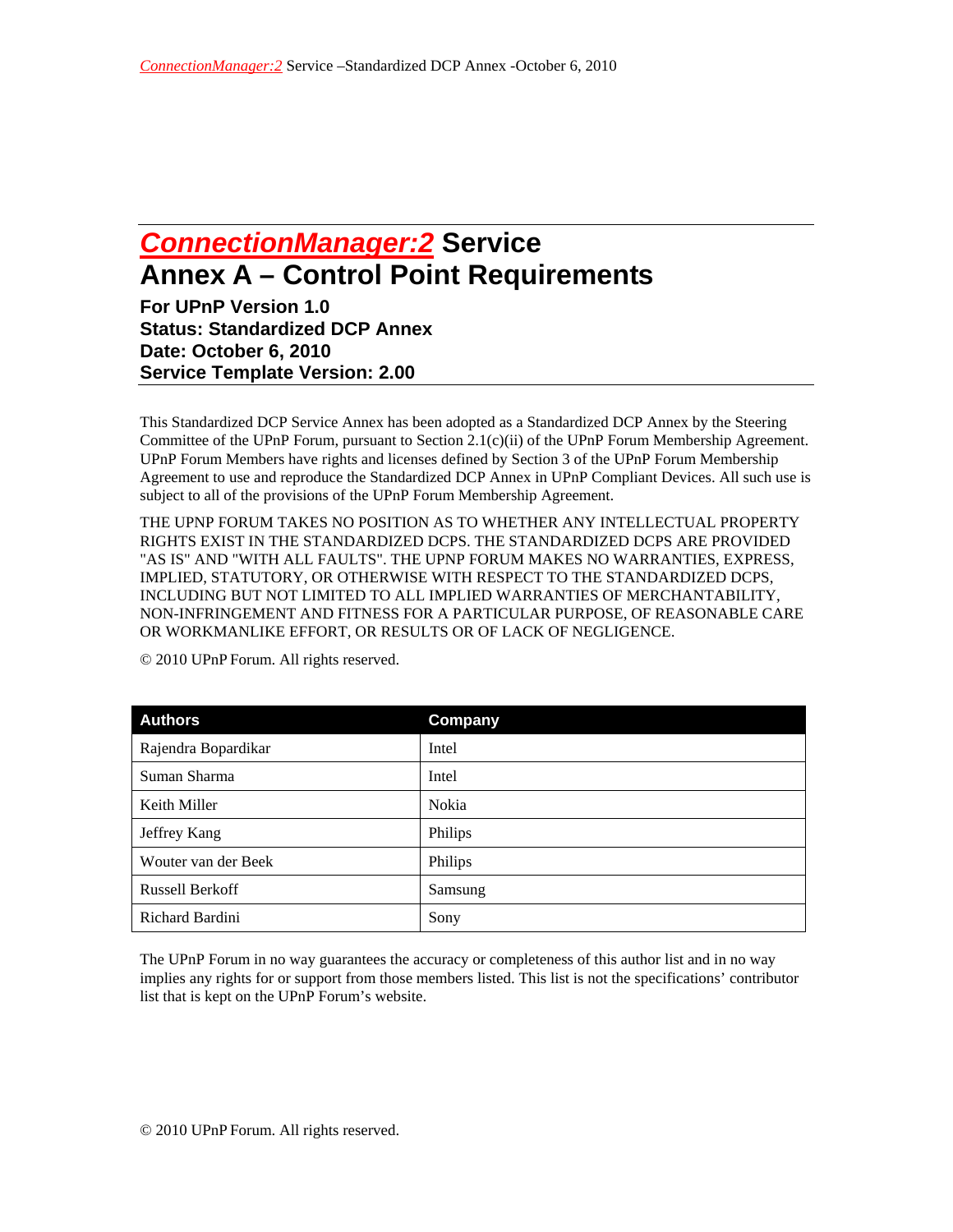# *ConnectionManager:2* Service
# Annex A – Control Point Requirements

**For UPnP Version 1.0**
**Status: Standardized DCP Annex**
**Date: October 6, 2010**
**Service Template Version: 2.00**

This Standardized DCP Service Annex has been adopted as a Standardized DCP Annex by the Steering Committee of the UPnP Forum, pursuant to Section 2.1(c)(ii) of the UPnP Forum Membership Agreement. UPnP Forum Members have rights and licenses defined by Section 3 of the UPnP Forum Membership Agreement to use and reproduce the Standardized DCP Annex in UPnP Compliant Devices. All such use is subject to all of the provisions of the UPnP Forum Membership Agreement.

THE UPNP FORUM TAKES NO POSITION AS TO WHETHER ANY INTELLECTUAL PROPERTY RIGHTS EXIST IN THE STANDARDIZED DCPS. THE STANDARDIZED DCPS ARE PROVIDED "AS IS" AND "WITH ALL FAULTS". THE UPNP FORUM MAKES NO WARRANTIES, EXPRESS, IMPLIED, STATUTORY, OR OTHERWISE WITH RESPECT TO THE STANDARDIZED DCPS, INCLUDING BUT NOT LIMITED TO ALL IMPLIED WARRANTIES OF MERCHANTABILITY, NON-INFRINGEMENT AND FITNESS FOR A PARTICULAR PURPOSE, OF REASONABLE CARE OR WORKMANLIKE EFFORT, OR RESULTS OR OF LACK OF NEGLIGENCE.

© 2010 UPnP Forum. All rights reserved.

| Authors | Company |
|---|---|
| Rajendra Bopardikar | Intel |
| Suman Sharma | Intel |
| Keith Miller | Nokia |
| Jeffrey Kang | Philips |
| Wouter van der Beek | Philips |
| Russell Berkoff | Samsung |
| Richard Bardini | Sony |

The UPnP Forum in no way guarantees the accuracy or completeness of this author list and in no way implies any rights for or support from those members listed. This list is not the specifications' contributor list that is kept on the UPnP Forum's website.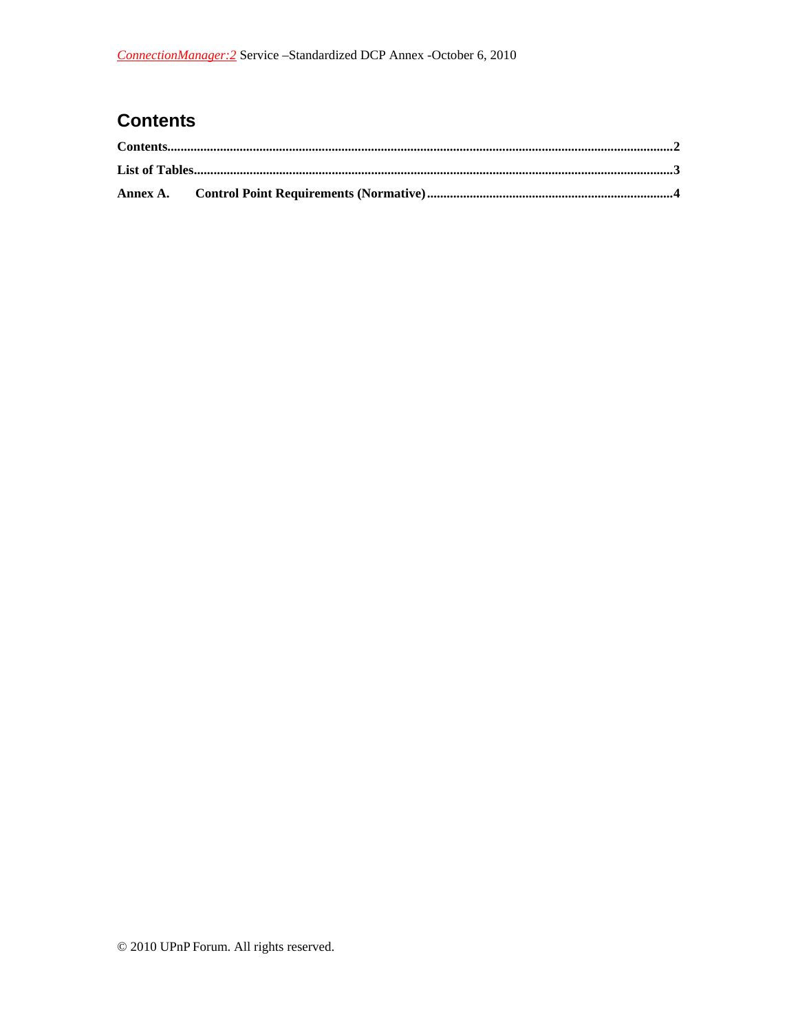## Contents

**Contents** ........................................................................................................................................ **2**

**List of Tables** .................................................................................................................................. **3**

**Annex A. Control Point Requirements (Normative)** ........................................................................ **4**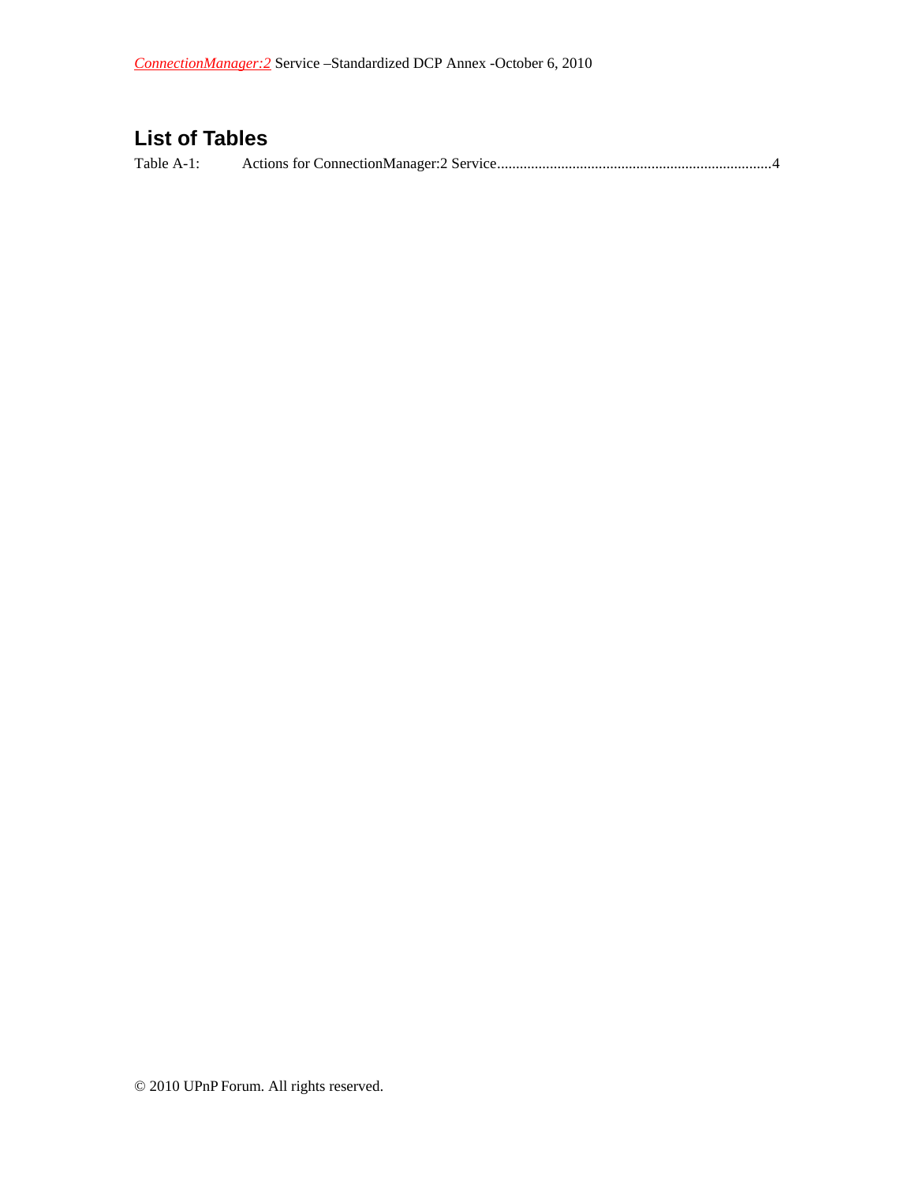## List of Tables

Table A-1: Actions for ConnectionManager:2 Service........................................................................4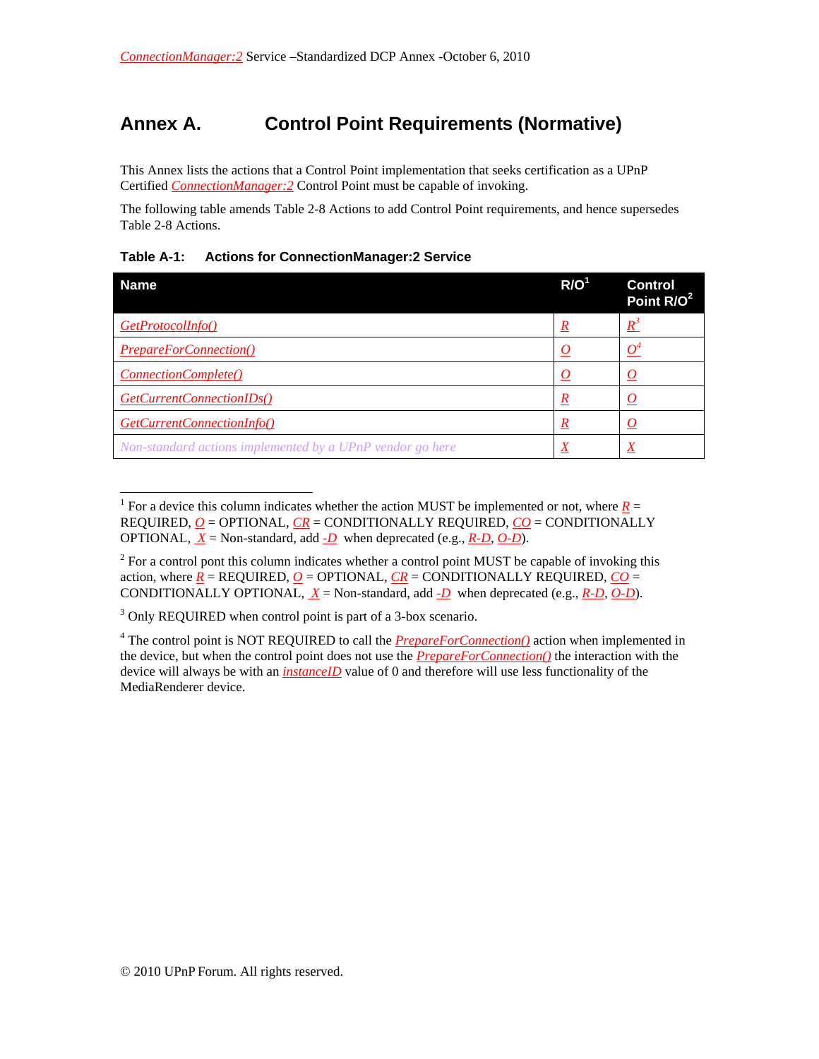# Annex A. Control Point Requirements (Normative)

This Annex lists the actions that a Control Point implementation that seeks certification as a UPnP Certified *ConnectionManager:2* Control Point must be capable of invoking.

The following table amends Table 2-8 Actions to add Control Point requirements, and hence supersedes Table 2-8 Actions.

**Table A-1: Actions for ConnectionManager:2 Service**

| Name | R/O[1] | Control Point R/O[2] |
|---|---|---|
| *GetProtocolInfo()* | *R* | *R*[3] |
| *PrepareForConnection()* | *O* | *O*[4] |
| *ConnectionComplete()* | *O* | *O* |
| *GetCurrentConnectionIDs()* | *R* | *O* |
| *GetCurrentConnectionInfo()* | *R* | *O* |
| *Non-standard actions implemented by a UPnP vendor go here* | *X* | *X* |

[1] For a device this column indicates whether the action MUST be implemented or not, where *R* = REQUIRED, *O* = OPTIONAL, *CR* = CONDITIONALLY REQUIRED, *CO* = CONDITIONALLY OPTIONAL, *X* = Non-standard, add *-D* when deprecated (e.g., *R-D*, *O-D*).

[2] For a control pont this column indicates whether a control point MUST be capable of invoking this action, where *R* = REQUIRED, *O* = OPTIONAL, *CR* = CONDITIONALLY REQUIRED, *CO* = CONDITIONALLY OPTIONAL, *X* = Non-standard, add *-D* when deprecated (e.g., *R-D*, *O-D*).

[3] Only REQUIRED when control point is part of a 3-box scenario.

[4] The control point is NOT REQUIRED to call the *PrepareForConnection()* action when implemented in the device, but when the control point does not use the *PrepareForConnection()* the interaction with the device will always be with an *instanceID* value of 0 and therefore will use less functionality of the MediaRenderer device.